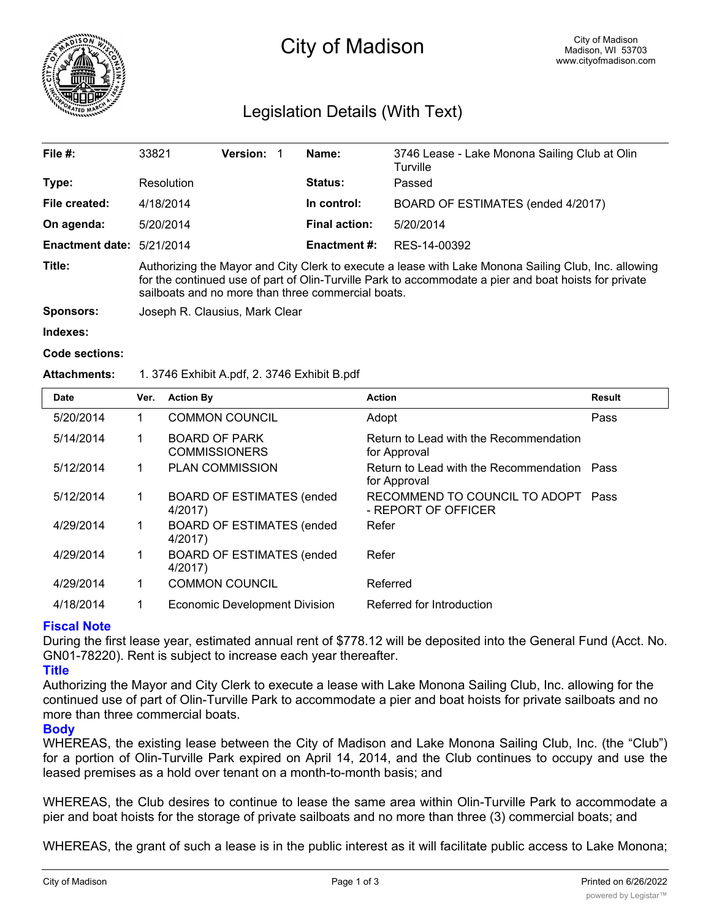# City of Madison

City of Madison
Madison, WI 53703
www.cityofmadison.com

## Legislation Details (With Text)

| | | | |
|---|---|---|---|
| **File #:** | 33821 **Version:** 1 | **Name:** | 3746 Lease - Lake Monona Sailing Club at Olin Turville |
| **Type:** | Resolution | **Status:** | Passed |
| **File created:** | 4/18/2014 | **In control:** | BOARD OF ESTIMATES (ended 4/2017) |
| **On agenda:** | 5/20/2014 | **Final action:** | 5/20/2014 |
| **Enactment date:** | 5/21/2014 | **Enactment #:** | RES-14-00392 |

**Title:** Authorizing the Mayor and City Clerk to execute a lease with Lake Monona Sailing Club, Inc. allowing for the continued use of part of Olin-Turville Park to accommodate a pier and boat hoists for private sailboats and no more than three commercial boats.

**Sponsors:** Joseph R. Clausius, Mark Clear

**Indexes:**

**Code sections:**

**Attachments:** 1. 3746 Exhibit A.pdf, 2. 3746 Exhibit B.pdf

| Date | Ver. | Action By | Action | Result |
|---|---|---|---|---|
| 5/20/2014 | 1 | COMMON COUNCIL | Adopt | Pass |
| 5/14/2014 | 1 | BOARD OF PARK COMMISSIONERS | Return to Lead with the Recommendation for Approval | |
| 5/12/2014 | 1 | PLAN COMMISSION | Return to Lead with the Recommendation for Approval | Pass |
| 5/12/2014 | 1 | BOARD OF ESTIMATES (ended 4/2017) | RECOMMEND TO COUNCIL TO ADOPT - REPORT OF OFFICER | Pass |
| 4/29/2014 | 1 | BOARD OF ESTIMATES (ended 4/2017) | Refer | |
| 4/29/2014 | 1 | BOARD OF ESTIMATES (ended 4/2017) | Refer | |
| 4/29/2014 | 1 | COMMON COUNCIL | Referred | |
| 4/18/2014 | 1 | Economic Development Division | Referred for Introduction | |

### Fiscal Note

During the first lease year, estimated annual rent of $778.12 will be deposited into the General Fund (Acct. No. GN01-78220). Rent is subject to increase each year thereafter.

### Title

Authorizing the Mayor and City Clerk to execute a lease with Lake Monona Sailing Club, Inc. allowing for the continued use of part of Olin-Turville Park to accommodate a pier and boat hoists for private sailboats and no more than three commercial boats.

### Body

WHEREAS, the existing lease between the City of Madison and Lake Monona Sailing Club, Inc. (the "Club") for a portion of Olin-Turville Park expired on April 14, 2014, and the Club continues to occupy and use the leased premises as a hold over tenant on a month-to-month basis; and

WHEREAS, the Club desires to continue to lease the same area within Olin-Turville Park to accommodate a pier and boat hoists for the storage of private sailboats and no more than three (3) commercial boats; and

WHEREAS, the grant of such a lease is in the public interest as it will facilitate public access to Lake Monona;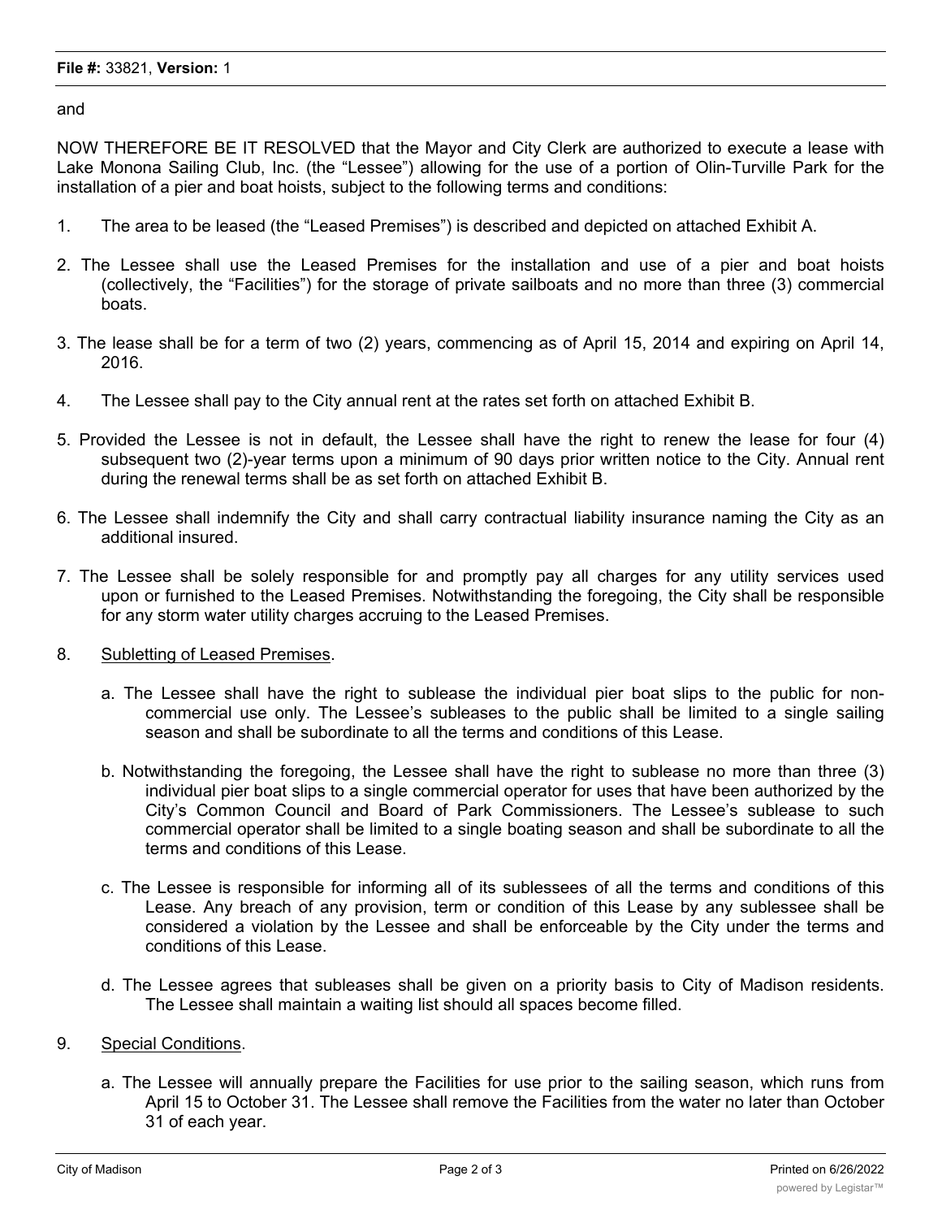and

NOW THEREFORE BE IT RESOLVED that the Mayor and City Clerk are authorized to execute a lease with Lake Monona Sailing Club, Inc. (the "Lessee") allowing for the use of a portion of Olin-Turville Park for the installation of a pier and boat hoists, subject to the following terms and conditions:

1. The area to be leased (the "Leased Premises") is described and depicted on attached Exhibit A.

2. The Lessee shall use the Leased Premises for the installation and use of a pier and boat hoists (collectively, the "Facilities") for the storage of private sailboats and no more than three (3) commercial boats.

3. The lease shall be for a term of two (2) years, commencing as of April 15, 2014 and expiring on April 14, 2016.

4. The Lessee shall pay to the City annual rent at the rates set forth on attached Exhibit B.

5. Provided the Lessee is not in default, the Lessee shall have the right to renew the lease for four (4) subsequent two (2)-year terms upon a minimum of 90 days prior written notice to the City. Annual rent during the renewal terms shall be as set forth on attached Exhibit B.

6. The Lessee shall indemnify the City and shall carry contractual liability insurance naming the City as an additional insured.

7. The Lessee shall be solely responsible for and promptly pay all charges for any utility services used upon or furnished to the Leased Premises. Notwithstanding the foregoing, the City shall be responsible for any storm water utility charges accruing to the Leased Premises.

8. Subletting of Leased Premises.

   a. The Lessee shall have the right to sublease the individual pier boat slips to the public for non-commercial use only. The Lessee's subleases to the public shall be limited to a single sailing season and shall be subordinate to all the terms and conditions of this Lease.

   b. Notwithstanding the foregoing, the Lessee shall have the right to sublease no more than three (3) individual pier boat slips to a single commercial operator for uses that have been authorized by the City's Common Council and Board of Park Commissioners. The Lessee's sublease to such commercial operator shall be limited to a single boating season and shall be subordinate to all the terms and conditions of this Lease.

   c. The Lessee is responsible for informing all of its sublessees of all the terms and conditions of this Lease. Any breach of any provision, term or condition of this Lease by any sublessee shall be considered a violation by the Lessee and shall be enforceable by the City under the terms and conditions of this Lease.

   d. The Lessee agrees that subleases shall be given on a priority basis to City of Madison residents. The Lessee shall maintain a waiting list should all spaces become filled.

9. Special Conditions.

   a. The Lessee will annually prepare the Facilities for use prior to the sailing season, which runs from April 15 to October 31. The Lessee shall remove the Facilities from the water no later than October 31 of each year.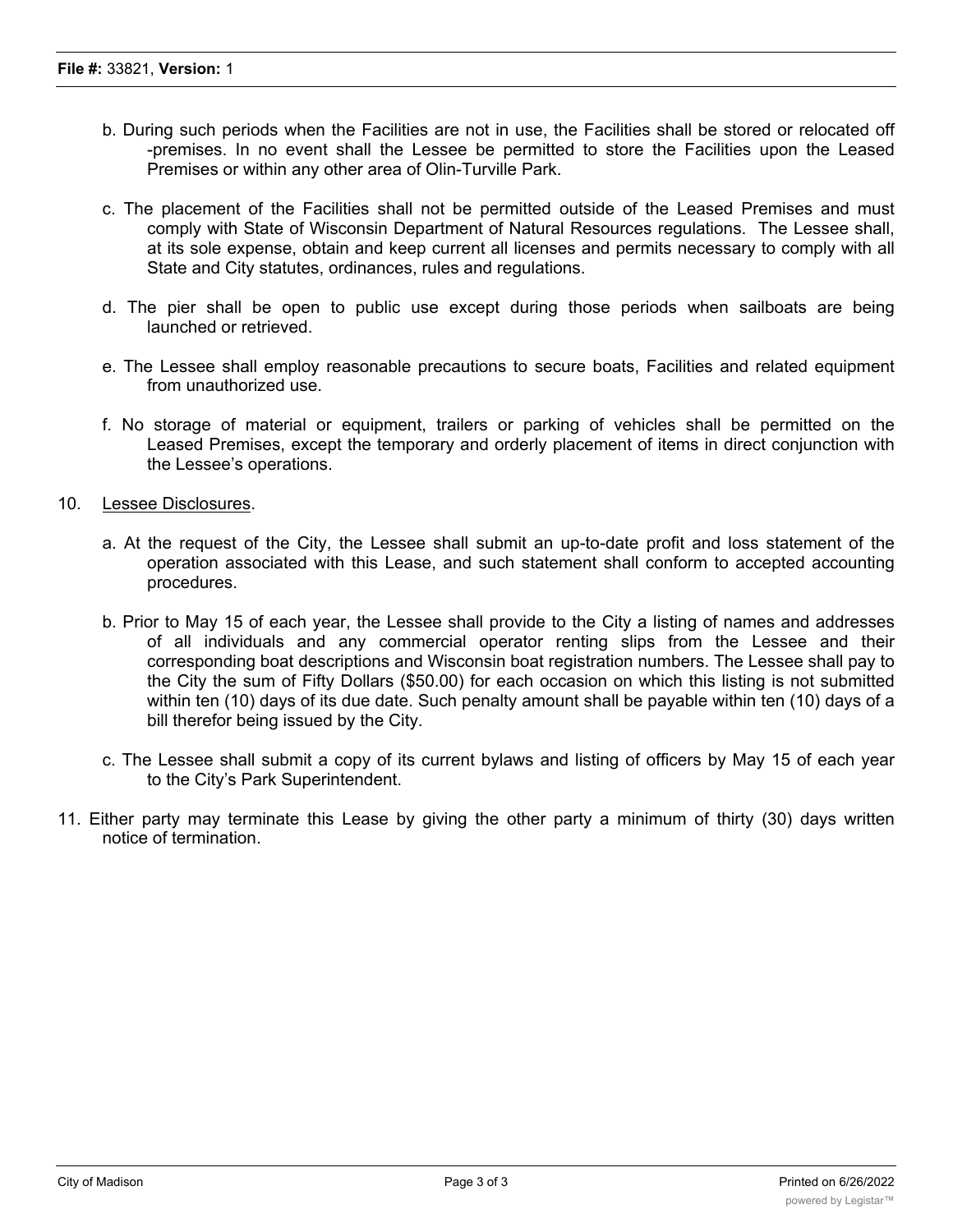b. During such periods when the Facilities are not in use, the Facilities shall be stored or relocated off-premises. In no event shall the Lessee be permitted to store the Facilities upon the Leased Premises or within any other area of Olin-Turville Park.

c. The placement of the Facilities shall not be permitted outside of the Leased Premises and must comply with State of Wisconsin Department of Natural Resources regulations. The Lessee shall, at its sole expense, obtain and keep current all licenses and permits necessary to comply with all State and City statutes, ordinances, rules and regulations.

d. The pier shall be open to public use except during those periods when sailboats are being launched or retrieved.

e. The Lessee shall employ reasonable precautions to secure boats, Facilities and related equipment from unauthorized use.

f. No storage of material or equipment, trailers or parking of vehicles shall be permitted on the Leased Premises, except the temporary and orderly placement of items in direct conjunction with the Lessee's operations.

10. Lessee Disclosures.

a. At the request of the City, the Lessee shall submit an up-to-date profit and loss statement of the operation associated with this Lease, and such statement shall conform to accepted accounting procedures.

b. Prior to May 15 of each year, the Lessee shall provide to the City a listing of names and addresses of all individuals and any commercial operator renting slips from the Lessee and their corresponding boat descriptions and Wisconsin boat registration numbers. The Lessee shall pay to the City the sum of Fifty Dollars ($50.00) for each occasion on which this listing is not submitted within ten (10) days of its due date. Such penalty amount shall be payable within ten (10) days of a bill therefor being issued by the City.

c. The Lessee shall submit a copy of its current bylaws and listing of officers by May 15 of each year to the City's Park Superintendent.

11. Either party may terminate this Lease by giving the other party a minimum of thirty (30) days written notice of termination.